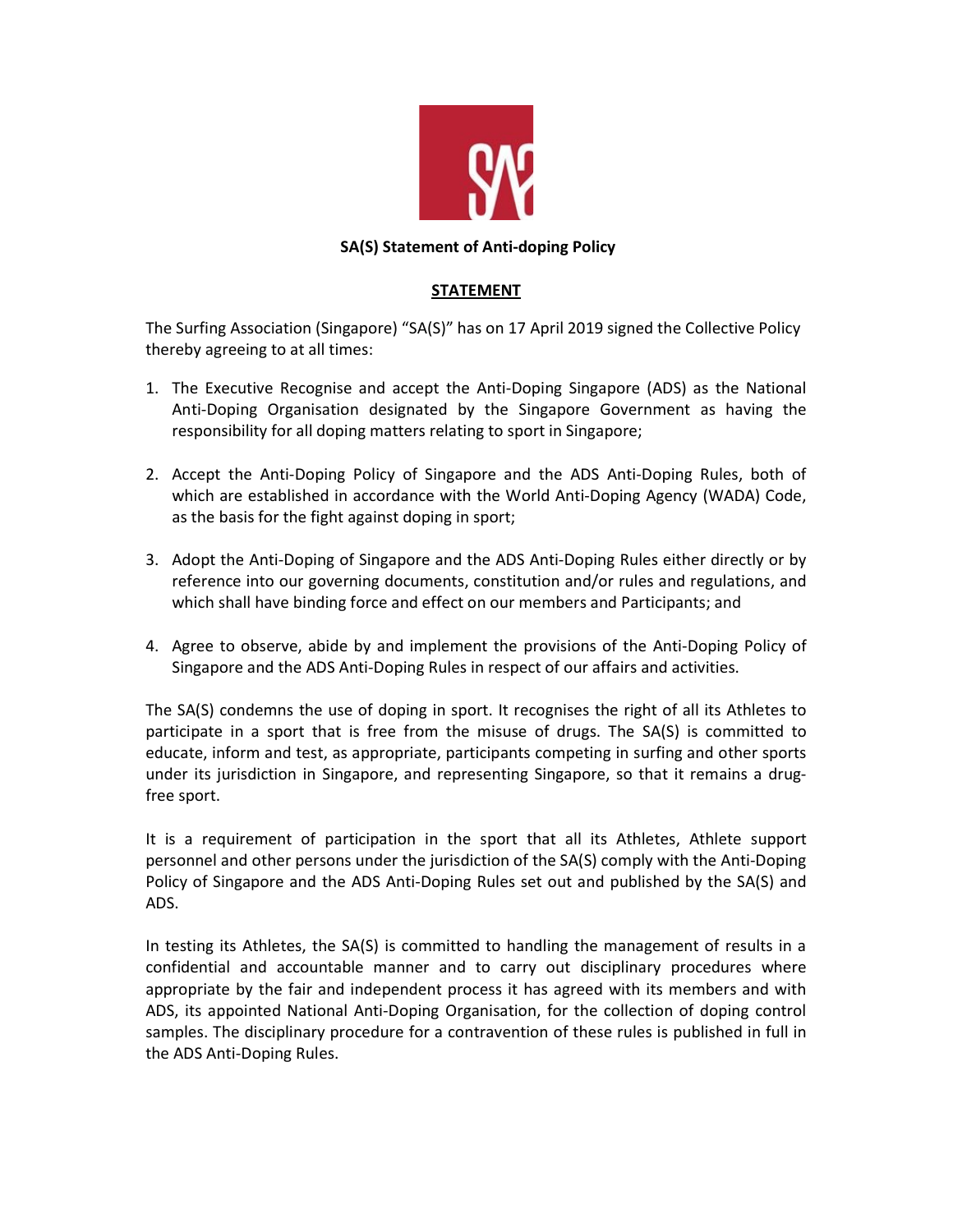**SA(S) Statement of Anti-doping Policy**

**STATEMENT**

The Surfing Association (Singapore) "SA(S)" has on 17 April 2019 signed the Collective Policy thereby agreeing to at all times:

1. The Executive Recognise and accept the Anti-Doping Singapore (ADS) as the National Anti-Doping Organisation designated by the Singapore Government as having the responsibility for all doping matters relating to sport in Singapore;

2. Accept the Anti-Doping Policy of Singapore and the ADS Anti-Doping Rules, both of which are established in accordance with the World Anti-Doping Agency (WADA) Code, as the basis for the fight against doping in sport;

3. Adopt the Anti-Doping of Singapore and the ADS Anti-Doping Rules either directly or by reference into our governing documents, constitution and/or rules and regulations, and which shall have binding force and effect on our members and Participants; and

4. Agree to observe, abide by and implement the provisions of the Anti-Doping Policy of Singapore and the ADS Anti-Doping Rules in respect of our affairs and activities.

The SA(S) condemns the use of doping in sport. It recognises the right of all its Athletes to participate in a sport that is free from the misuse of drugs. The SA(S) is committed to educate, inform and test, as appropriate, participants competing in surfing and other sports under its jurisdiction in Singapore, and representing Singapore, so that it remains a drug-free sport.

It is a requirement of participation in the sport that all its Athletes, Athlete support personnel and other persons under the jurisdiction of the SA(S) comply with the Anti-Doping Policy of Singapore and the ADS Anti-Doping Rules set out and published by the SA(S) and ADS.

In testing its Athletes, the SA(S) is committed to handling the management of results in a confidential and accountable manner and to carry out disciplinary procedures where appropriate by the fair and independent process it has agreed with its members and with ADS, its appointed National Anti-Doping Organisation, for the collection of doping control samples. The disciplinary procedure for a contravention of these rules is published in full in the ADS Anti-Doping Rules.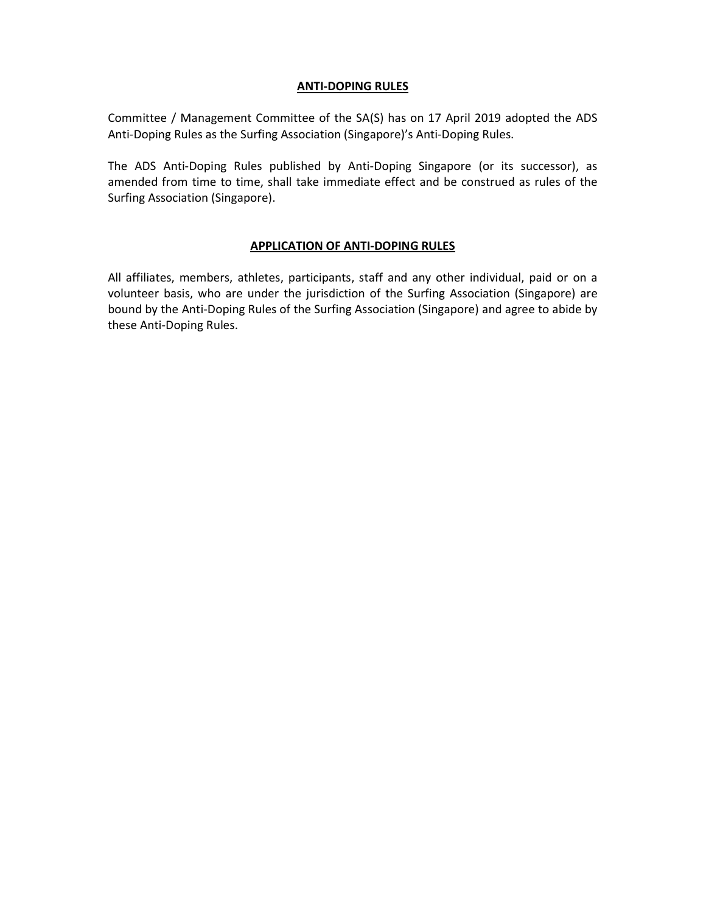**ANTI-DOPING RULES**

Committee / Management Committee of the SA(S) has on 17 April 2019 adopted the ADS Anti-Doping Rules as the Surfing Association (Singapore)'s Anti-Doping Rules.

The ADS Anti-Doping Rules published by Anti-Doping Singapore (or its successor), as amended from time to time, shall take immediate effect and be construed as rules of the Surfing Association (Singapore).

**APPLICATION OF ANTI-DOPING RULES**

All affiliates, members, athletes, participants, staff and any other individual, paid or on a volunteer basis, who are under the jurisdiction of the Surfing Association (Singapore) are bound by the Anti-Doping Rules of the Surfing Association (Singapore) and agree to abide by these Anti-Doping Rules.